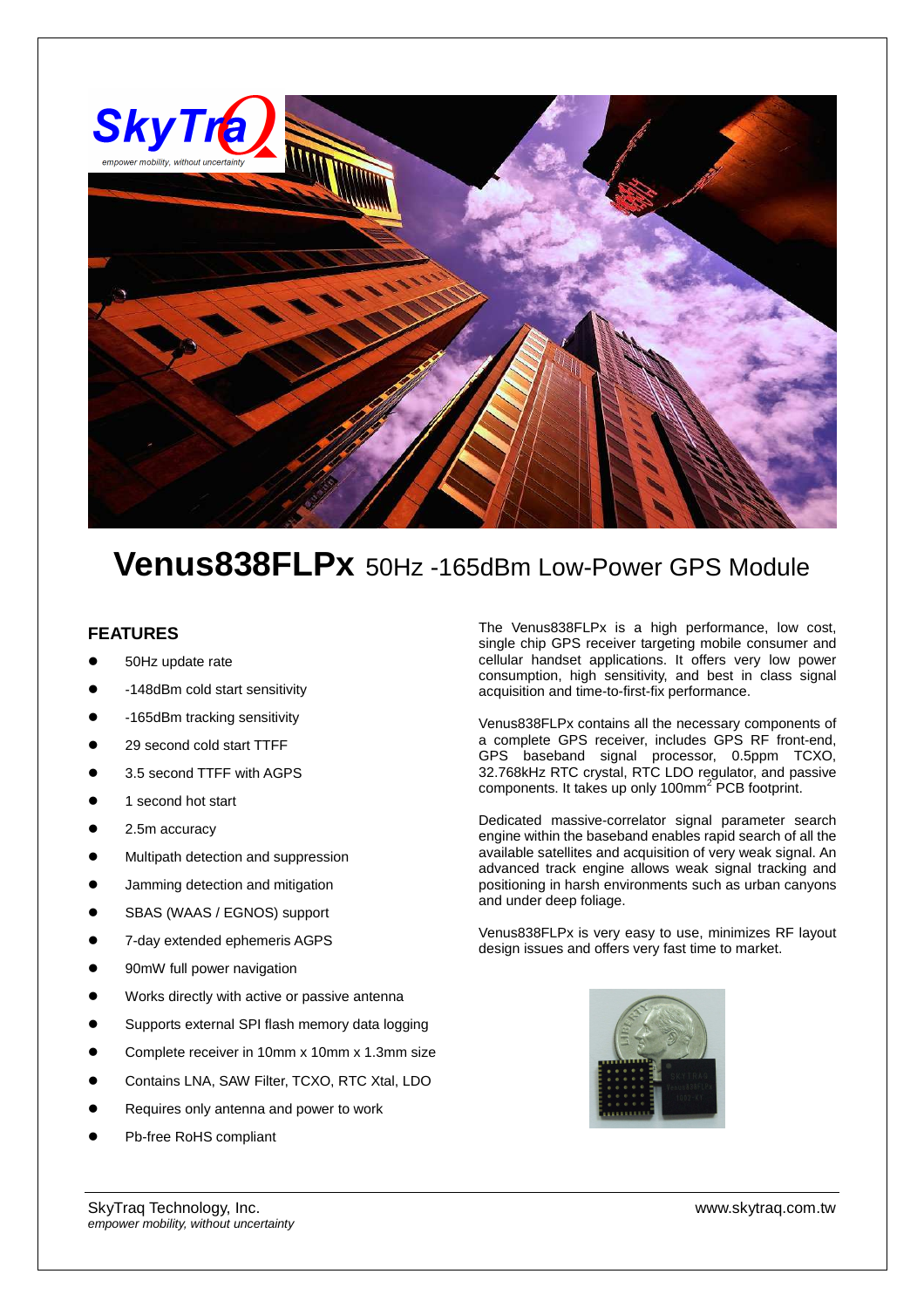# **Venus838FLPx** 50Hz -165dBm Low-Power GPS Module

## FEATURES

- 50Hz update rate
- -148dBm cold start sensitivity
- -165dBm tracking sensitivity
- 29 second cold start TTFF
- 3.5 second TTFF with AGPS
- 1 second hot start
- 2.5m accuracy
- Multipath detection and suppression
- Jamming detection and mitigation
- SBAS (WAAS / EGNOS) support
- 7-day extended ephemeris AGPS
- 90mW full power navigation
- Works directly with active or passive antenna
- Supports external SPI flash memory data logging
- Complete receiver in 10mm x 10mm x 1.3mm size
- Contains LNA, SAW Filter, TCXO, RTC Xtal, LDO
- Requires only antenna and power to work
- Pb-free RoHS compliant

The Venus838FLPx is a high performance, low cost, single chip GPS receiver targeting mobile consumer and cellular handset applications. It offers very low power consumption, high sensitivity, and best in class signal acquisition and time-to-first-fix performance.

Venus838FLPx contains all the necessary components of a complete GPS receiver, includes GPS RF front-end, GPS baseband signal processor, 0.5ppm TCXO, 32.768kHz RTC crystal, RTC LDO regulator, and passive components. It takes up only 100mm$^2$ PCB footprint.

Dedicated massive-correlator signal parameter search engine within the baseband enables rapid search of all the available satellites and acquisition of very weak signal. An advanced track engine allows weak signal tracking and positioning in harsh environments such as urban canyons and under deep foliage.

Venus838FLPx is very easy to use, minimizes RF layout design issues and offers very fast time to market.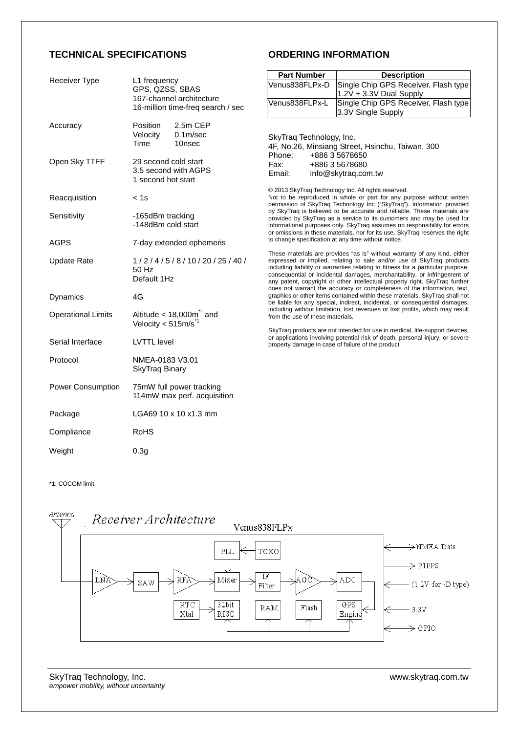## TECHNICAL SPECIFICATIONS

| | |
|---|---|
| Receiver Type | L1 frequency<br>GPS, QZSS, SBAS<br>167-channel architecture<br>16-million time-freq search / sec |
| Accuracy | Position 2.5m CEP<br>Velocity 0.1m/sec<br>Time 10nsec |
| Open Sky TTFF | 29 second cold start<br>3.5 second with AGPS<br>1 second hot start |
| Reacquisition | < 1s |
| Sensitivity | -165dBm tracking<br>-148dBm cold start |
| AGPS | 7-day extended ephemeris |
| Update Rate | 1 / 2 / 4 / 5 / 8 / 10 / 20 / 25 / 40 / 50 Hz<br>Default 1Hz |
| Dynamics | 4G |
| Operational Limits | Altitude < 18,000m*1 and Velocity < 515m/s*1 |
| Serial Interface | LVTTL level |
| Protocol | NMEA-0183 V3.01<br>SkyTraq Binary |
| Power Consumption | 75mW full power tracking<br>114mW max perf. acquisition |
| Package | LGA69 10 x 10 x1.3 mm |
| Compliance | RoHS |
| Weight | 0.3g |

*1: COCOM limit

## ORDERING INFORMATION

| Part Number | Description |
|---|---|
| Venus838FLPx-D | Single Chip GPS Receiver, Flash type 1.2V + 3.3V Dual Supply |
| Venus838FLPx-L | Single Chip GPS Receiver, Flash type 3.3V Single Supply |

SkyTraq Technology, Inc.
4F, No.26, Minsiang Street, Hsinchu, Taiwan, 300
Phone: +886 3 5678650
Fax: +886 3 5678680
Email: info@skytraq.com.tw

© 2013 SkyTraq Technology Inc. All rights reserved.
Not to be reproduced in whole or part for any purpose without written permission of SkyTraq Technology Inc ("SkyTraq"). Information provided by SkyTraq is believed to be accurate and reliable. These materials are provided by SkyTraq as a service to its customers and may be used for informational purposes only. SkyTraq assumes no responsibility for errors or omissions in these materials, nor for its use. SkyTraq reserves the right to change specification at any time without notice.

These materials are provides "as is" without warranty of any kind, either expressed or implied, relating to sale and/or use of SkyTraq products including liability or warranties relating to fitness for a particular purpose, consequential or incidental damages, merchantability, or infringement of any patent, copyright or other intellectual property right. SkyTraq further does not warrant the accuracy or completeness of the information, text, graphics or other items contained within these materials. SkyTraq shall not be liable for any special, indirect, incidental, or consequential damages, including without limitation, lost revenues or lost profits, which may result from the use of these materials.

SkyTraq products are not intended for use in medical, life-support devices, or applications involving potential risk of death, personal injury, or severe property damage in case of failure of the product

Antenna

*Receiver Architecture*

Venus838FLPx

PLL
TCXO
LNA
SAW
RFA
Mixer
IF Filter
AGC
ADC
RTC Xtal
32bit RISC
RAM
Flash
GPS Engine

NMEA Data
P1PPS
(1.2V for -D type)
3.3V
GPIO